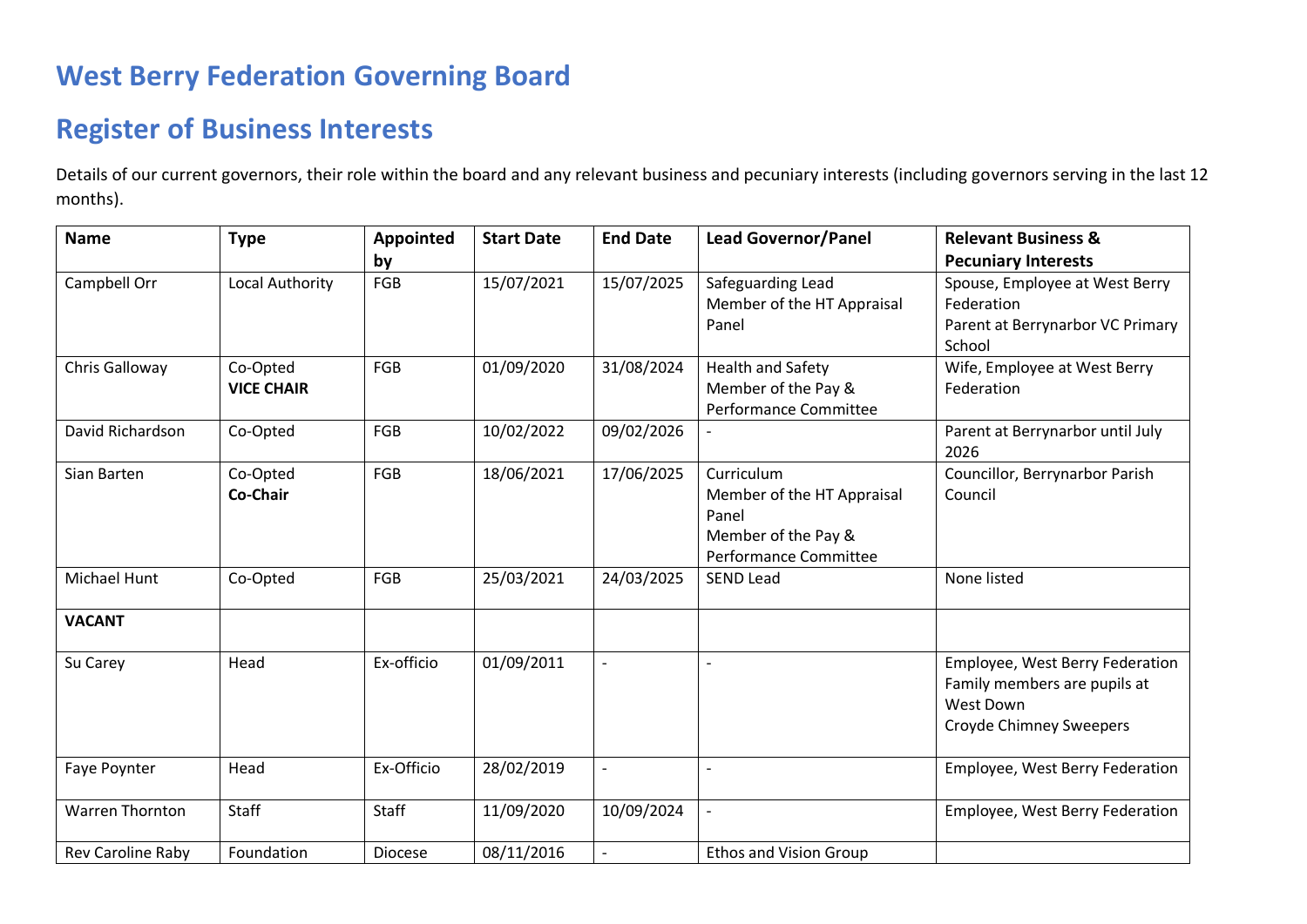# West Berry Federation Governing Board

# Register of Business Interests

Details of our current governors, their role within the board and any relevant business and pecuniary interests (including governors serving in the last 12 months).

| Name | Type | Appointed by | Start Date | End Date | Lead Governor/Panel | Relevant Business & Pecuniary Interests |
|---|---|---|---|---|---|---|
| Campbell Orr | Local Authority | FGB | 15/07/2021 | 15/07/2025 | Safeguarding Lead<br>Member of the HT Appraisal Panel | Spouse, Employee at West Berry Federation<br>Parent at Berrynarbor VC Primary School |
| Chris Galloway | Co-Opted<br>**VICE CHAIR** | FGB | 01/09/2020 | 31/08/2024 | Health and Safety<br>Member of the Pay & Performance Committee | Wife, Employee at West Berry Federation |
| David Richardson | Co-Opted | FGB | 10/02/2022 | 09/02/2026 | - | Parent at Berrynarbor until July 2026 |
| Sian Barten | Co-Opted<br>**Co-Chair** | FGB | 18/06/2021 | 17/06/2025 | Curriculum<br>Member of the HT Appraisal Panel<br>Member of the Pay & Performance Committee | Councillor, Berrynarbor Parish Council |
| Michael Hunt | Co-Opted | FGB | 25/03/2021 | 24/03/2025 | SEND Lead | None listed |
| **VACANT** | | | | | | |
| Su Carey | Head | Ex-officio | 01/09/2011 | - | - | Employee, West Berry Federation<br>Family members are pupils at West Down<br>Croyde Chimney Sweepers |
| Faye Poynter | Head | Ex-Officio | 28/02/2019 | - | - | Employee, West Berry Federation |
| Warren Thornton | Staff | Staff | 11/09/2020 | 10/09/2024 | - | Employee, West Berry Federation |
| Rev Caroline Raby | Foundation | Diocese | 08/11/2016 | - | Ethos and Vision Group | |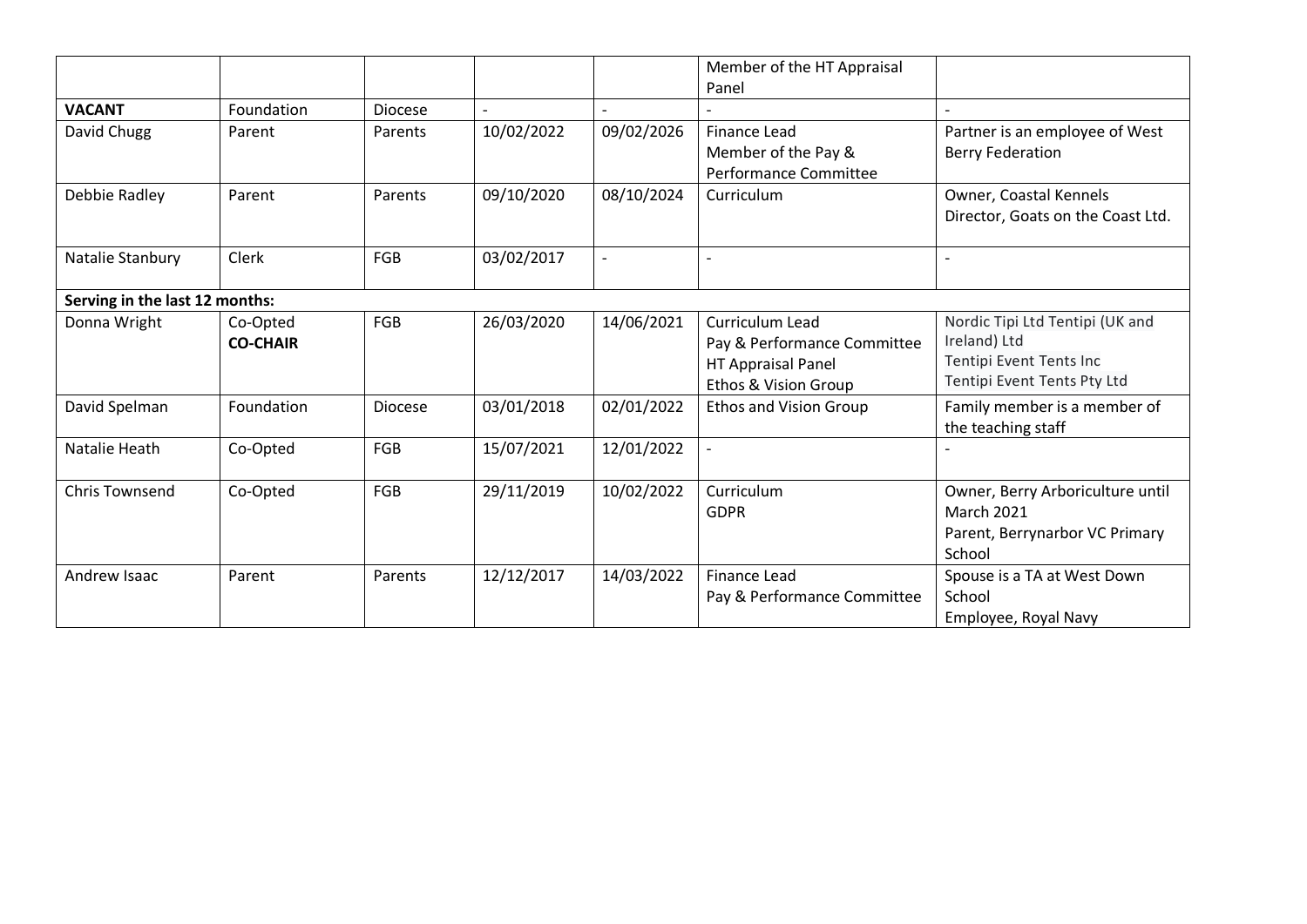| | | | | | | |
|---|---|---|---|---|---|---|
| | | | | | Member of the HT Appraisal Panel | |
| **VACANT** | Foundation | Diocese | - | - | - | - |
| David Chugg | Parent | Parents | 10/02/2022 | 09/02/2026 | Finance Lead<br>Member of the Pay & Performance Committee | Partner is an employee of West Berry Federation |
| Debbie Radley | Parent | Parents | 09/10/2020 | 08/10/2024 | Curriculum | Owner, Coastal Kennels<br>Director, Goats on the Coast Ltd. |
| Natalie Stanbury | Clerk | FGB | 03/02/2017 | - | - | - |
| **Serving in the last 12 months:** | | | | | | |
| Donna Wright | Co-Opted<br>**CO-CHAIR** | FGB | 26/03/2020 | 14/06/2021 | Curriculum Lead<br>Pay & Performance Committee<br>HT Appraisal Panel<br>Ethos & Vision Group | Nordic Tipi Ltd Tentipi (UK and Ireland) Ltd<br>Tentipi Event Tents Inc<br>Tentipi Event Tents Pty Ltd |
| David Spelman | Foundation | Diocese | 03/01/2018 | 02/01/2022 | Ethos and Vision Group | Family member is a member of the teaching staff |
| Natalie Heath | Co-Opted | FGB | 15/07/2021 | 12/01/2022 | - | - |
| Chris Townsend | Co-Opted | FGB | 29/11/2019 | 10/02/2022 | Curriculum<br>GDPR | Owner, Berry Arboriculture until March 2021<br>Parent, Berrynarbor VC Primary School |
| Andrew Isaac | Parent | Parents | 12/12/2017 | 14/03/2022 | Finance Lead<br>Pay & Performance Committee | Spouse is a TA at West Down School<br>Employee, Royal Navy |